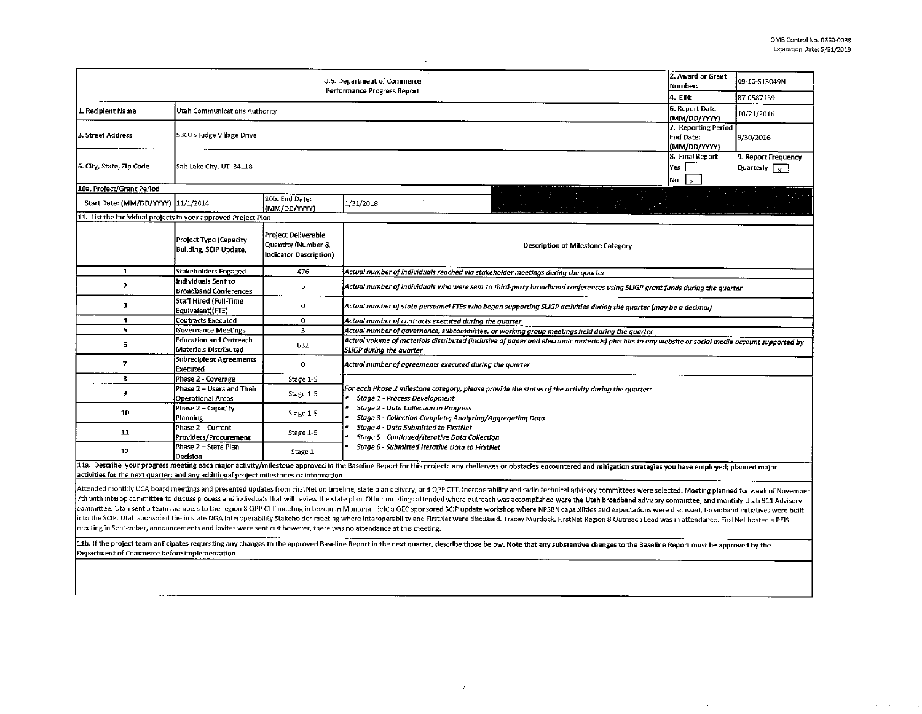OMB Control No. 0660-0038
Expiration Date: 5/31/2019

| U.S. Department of Commerce Performance Progress Report | | 2. Award or Grant Number: | 49-10-S13049N |
|---|---|---|---|
| | | 4. EIN: | 87-0587139 |
| 1. Recipient Name | Utah Communications Authority | 6. Report Date (MM/DD/YYYY) | 10/21/2016 |
| 3. Street Address | 5360 S Ridge Village Drive | 7. Reporting Period End Date: (MM/DD/YYYY) | 9/30/2016 |
| 5. City, State, Zip Code | Salt Lake City, UT 84118 | 8. Final Report Yes [ ] No [x] | 9. Report Frequency Quarterly [x] |

**10a. Project/Grant Period**

| Start Date: (MM/DD/YYYY) | 11/1/2014 | 10b. End Date: (MM/DD/YYYY) | 1/31/2018 |
|---|---|---|---|

**11. List the individual projects in your approved Project Plan**

| | Project Type (Capacity Building, SCIP Update, | Project Deliverable Quantity (Number & Indicator Description) | Description of Milestone Category |
|---|---|---|---|
| 1 | Stakeholders Engaged | 476 | *Actual number of individuals reached via stakeholder meetings during the quarter* |
| 2 | Individuals Sent to Broadband Conferences | 5 | *Actual number of individuals who were sent to third-party broadband conferences using SLIGP grant funds during the quarter* |
| 3 | Staff Hired (Full-Time Equivalent)(FTE) | 0 | *Actual number of state personnel FTEs who began supporting SLIGP activities during the quarter (may be a decimal)* |
| 4 | Contracts Executed | 0 | *Actual number of contracts executed during the quarter* |
| 5 | Governance Meetings | 3 | *Actual number of governance, subcommittee, or working group meetings held during the quarter* |
| 6 | Education and Outreach Materials Distributed | 632 | *Actual volume of materials distributed (inclusive of paper and electronic materials) plus hits to any website or social media account supported by SLIGP during the quarter* |
| 7 | Subrecipient Agreements Executed | 0 | *Actual number of agreements executed during the quarter* |
| 8 | Phase 2 - Coverage | Stage 1-5 | *For each Phase 2 milestone category, please provide the status of the activity during the quarter:* <br>• *Stage 1 - Process Development* <br>• *Stage 2 - Data Collection in Progress* <br>• *Stage 3 - Collection Complete; Analyzing/Aggregating Data* <br>• *Stage 4 - Data Submitted to FirstNet* <br>• *Stage 5 - Continued/Iterative Data Collection* <br>• *Stage 6 - Submitted Iterative Data to FirstNet* |
| 9 | Phase 2 – Users and Their Operational Areas | Stage 1-5 | |
| 10 | Phase 2 – Capacity Planning | Stage 1-5 | |
| 11 | Phase 2 – Current Providers/Procurement | Stage 1-5 | |
| 12 | Phase 2 – State Plan Decision | Stage 1 | |

**11a. Describe your progress meeting each major activity/milestone approved in the Baseline Report for this project; any challenges or obstacles encountered and mitigation strategies you have employed; planned major activities for the next quarter; and any additional project milestones or information.**

Attended monthly UCA board meetings and presented updates from FirstNet on timeline, state plan delivery, and QPP CTT. ineroperability and radio technical advisory committees were selected. Meeting planned for week of November 7th with interop committee to discuss process and individuals that will review the state plan. Other meetings attended where outreach was accomplished were the Utah broadband advisory committee, and monthly Utah 911 Advisory committee. Utah sent 5 team members to the region 8 QPP CTT meeting in bozeman Montana. Held a OEC sponsored SCIP update workshop where NPSBN capabilities and expectations were discussed, broadband initiatives were built into the SCIP. Utah sponsored the in state NGA Interoperability Stakeholder meeting where interoperability and FirstNet were discussed. Tracey Murdock, FirstNet Region 8 Outreach Lead was in attendance. FirstNet hosted a PEIS meeting in September, announcements and invites were sent out however, there was no attendance at this meeting.

**11b. If the project team anticipates requesting any changes to the approved Baseline Report in the next quarter, describe those below. Note that any substantive changes to the Baseline Report must be approved by the Department of Commerce before implementation.**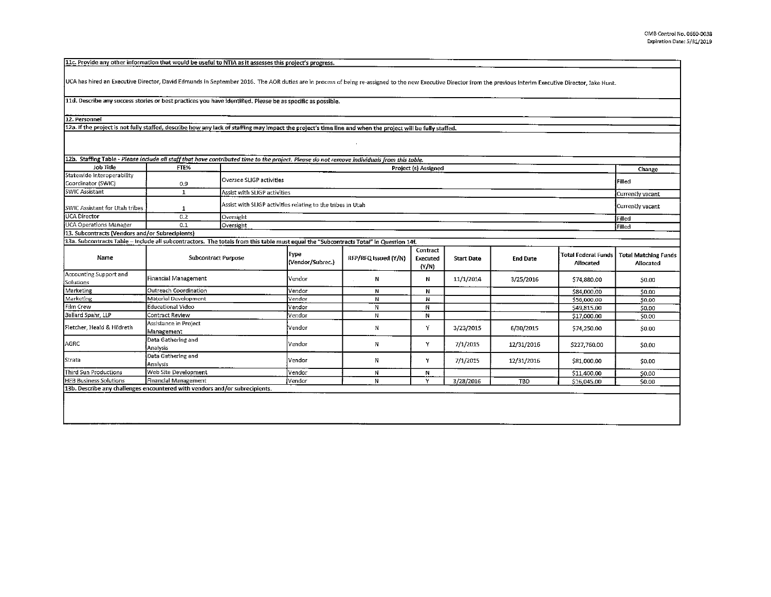OMB Control No. 0660-0038
Expiration Date: 5/31/2019

**11c. Provide any other information that would be useful to NTIA as it assesses this project's progress.**

UCA has hired an Executive Director, David Edmunds in September 2016. The AOR duties are in process of being re-assigned to the new Executive Director from the previous Interim Executive Director, Jake Hunt.

**11d. Describe any success stories or best practices you have identified. Please be as specific as possible.**

**12. Personnel**

**12a. If the project is not fully staffed, describe how any lack of staffing may impact the project's time line and when the project will be fully staffed.**

**12b. Staffing Table** - *Please include all staff that have contributed time to the project. Please do not remove individuals from this table.*

| Job Title | FTE% | Project (s) Assigned | Change |
|---|---|---|---|
| Statewide Interoperability Coordinator (SWIC) | 0.9 | Oversee SLIGP activities | Filled |
| SWIC Assistant | 1 | Assist with SLIGP activities | Currently vacant |
| SWIC Assistant for Utah tribes | 1 | Assist with SLIGP activities relating to the tribes in Utah | Currently vacant |
| UCA Director | 0.2 | Oversight | Filled |
| UCA Operations Manager | 0.1 | Oversight | Filled |

**13. Subcontracts (Vendors and/or Subrecipients)**

**13a. Subcontracts Table** – Include all subcontractors. The totals from this table must equal the "Subcontracts Total" in Question 14f.

| Name | Subcontract Purpose | Type (Vendor/Subrec.) | RFP/RFQ Issued (Y/N) | Contract Executed (Y/N) | Start Date | End Date | Total Federal Funds Allocated | Total Matching Funds Allocated |
|---|---|---|---|---|---|---|---|---|
| Accounting Support and Solutions | Financial Management | Vendor | N | N | 11/1/2014 | 3/25/2016 | $74,880.00 | $0.00 |
| Marketing | Outreach Coordination | Vendor | N | N | | | $84,000.00 | $0.00 |
| Marketing | Material Development | Vendor | N | N | | | $56,000.00 | $0.00 |
| Film Crew | Educational Video | Vendor | N | N | | | $49,815.00 | $0.00 |
| Ballard Spahr, LLP | Contract Review | Vendor | N | N | | | $17,000.00 | $0.00 |
| Fletcher, Heald & Hildreth | Assistance in Project Management | Vendor | N | Y | 3/23/2015 | 6/30/2015 | $74,250.00 | $0.00 |
| AGRC | Data Gathering and Analysis | Vendor | N | Y | 7/1/2015 | 12/31/2016 | $227,760.00 | $0.00 |
| Strata | Data Gathering and Analysis | Vendor | N | Y | 7/1/2015 | 12/31/2016 | $81,000.00 | $0.00 |
| Third Sun Productions | Web Site Development | Vendor | N | N | | | $11,400.00 | $0.00 |
| HEB Business Solutions | Financial Management | Vendor | N | Y | 3/28/2016 | TBD | $16,045.00 | $0.00 |

**13b. Describe any challenges encountered with vendors and/or subrecipients.**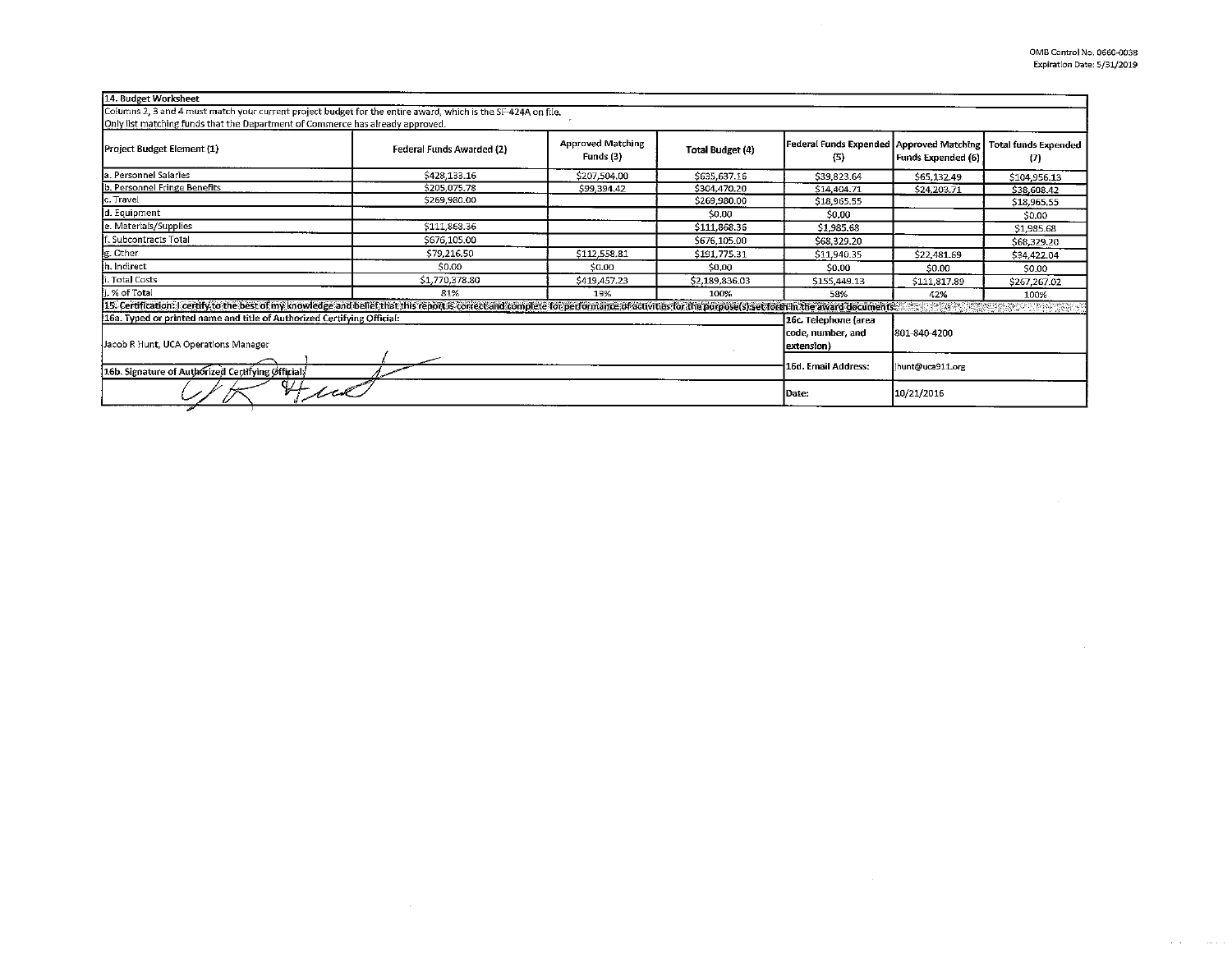OMB Control No. 0660-0038
Expiration Date: 5/31/2019

**14. Budget Worksheet**

Columns 2, 3 and 4 must match your current project budget for the entire award, which is the SF-424A on file.
Only list matching funds that the Department of Commerce has already approved.

| Project Budget Element (1) | Federal Funds Awarded (2) | Approved Matching Funds (3) | Total Budget (4) | Federal Funds Expended (5) | Approved Matching Funds Expended (6) | Total funds Expended (7) |
|---|---|---|---|---|---|---|
| a. Personnel Salaries | $428,133.16 | $207,504.00 | $635,637.16 | $39,823.64 | $65,132.49 | $104,956.13 |
| b. Personnel Fringe Benefits | $205,075.78 | $99,394.42 | $304,470.20 | $14,404.71 | $24,203.71 | $38,608.42 |
| c. Travel | $269,980.00 | | $269,980.00 | $18,965.55 | | $18,965.55 |
| d. Equipment | | | $0.00 | $0.00 | | $0.00 |
| e. Materials/Supplies | $111,868.36 | | $111,868.36 | $1,985.68 | | $1,985.68 |
| f. Subcontracts Total | $676,105.00 | | $676,105.00 | $68,329.20 | | $68,329.20 |
| g. Other | $79,216.50 | $112,558.81 | $191,775.31 | $11,940.35 | $22,481.69 | $34,422.04 |
| h. Indirect | $0.00 | $0.00 | $0.00 | $0.00 | $0.00 | $0.00 |
| i. Total Costs | $1,770,378.80 | $419,457.23 | $2,189,836.03 | $155,449.13 | $111,817.89 | $267,267.02 |
| j. % of Total | 81% | 19% | 100% | 58% | 42% | 100% |

**15. Certification:** I certify to the best of my knowledge and belief that this report is correct and complete for performance of activities for the purpose(s) set forth in the award documents.

| | |
|---|---|
| **16a. Typed or printed name and title of Authorized Certifying Official:** Jacob R Hunt, UCA Operations Manager | **16c. Telephone (area code, number, and extension)** 801-840-4200 |
| **16b. Signature of Authorized Certifying Official:** | **16d. Email Address:** jhunt@uca911.org |
| | **Date:** 10/21/2016 |